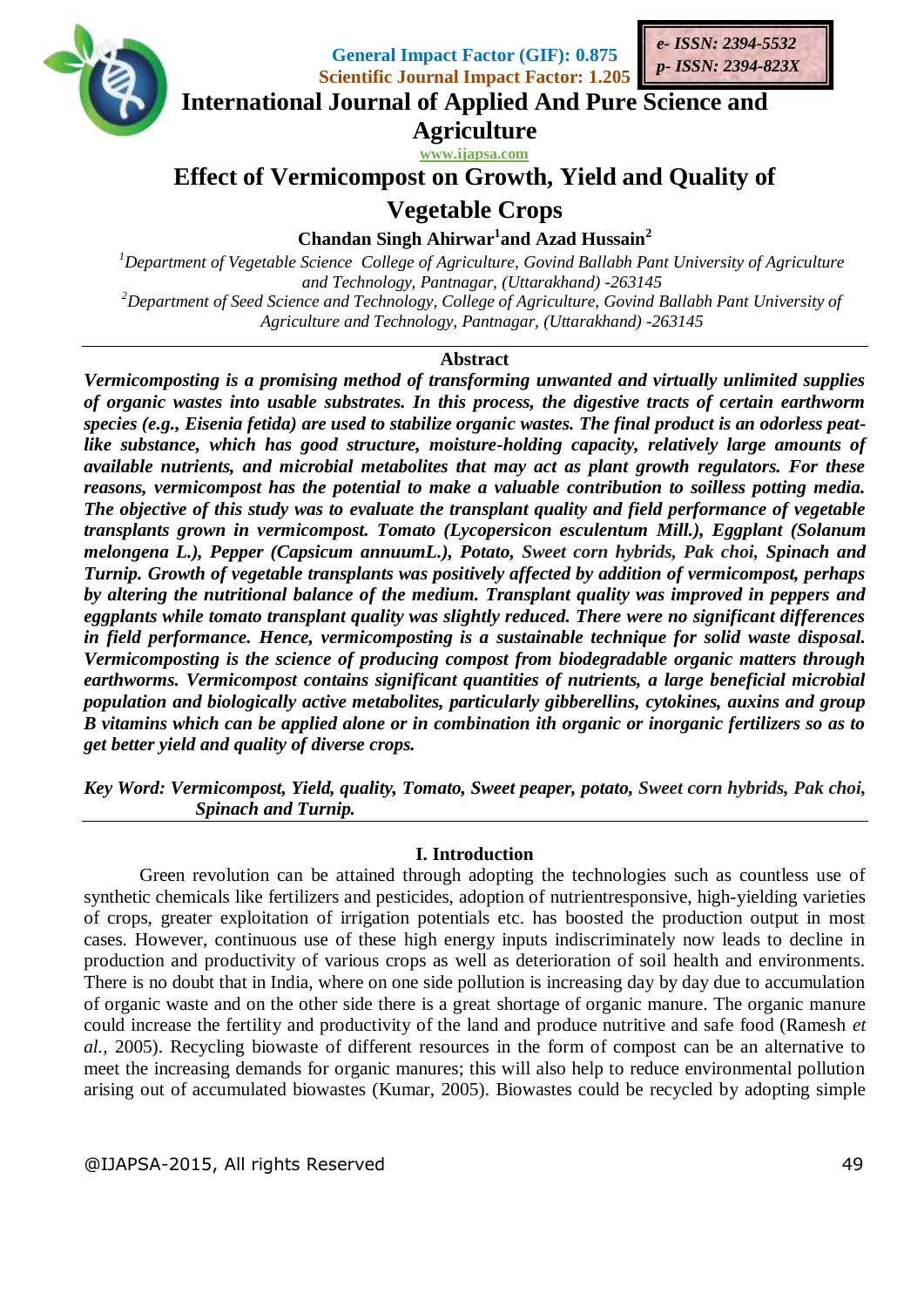General Impact Factor (GIF): 0.875
Scientific Journal Impact Factor: 1.205

*e- ISSN: 2394-5532*
*p- ISSN: 2394-823X*

# International Journal of Applied And Pure Science and Agriculture

www.ijapsa.com

# Effect of Vermicompost on Growth, Yield and Quality of Vegetable Crops

**Chandan Singh Ahirwar[1] and Azad Hussain[2]**

*[1]Department of Vegetable Science College of Agriculture, Govind Ballabh Pant University of Agriculture and Technology, Pantnagar, (Uttarakhand) -263145*

*[2]Department of Seed Science and Technology, College of Agriculture, Govind Ballabh Pant University of Agriculture and Technology, Pantnagar, (Uttarakhand) -263145*

## Abstract

***Vermicomposting is a promising method of transforming unwanted and virtually unlimited supplies of organic wastes into usable substrates. In this process, the digestive tracts of certain earthworm species (e.g., Eisenia fetida) are used to stabilize organic wastes. The final product is an odorless peat-like substance, which has good structure, moisture-holding capacity, relatively large amounts of available nutrients, and microbial metabolites that may act as plant growth regulators. For these reasons, vermicompost has the potential to make a valuable contribution to soilless potting media. The objective of this study was to evaluate the transplant quality and field performance of vegetable transplants grown in vermicompost. Tomato (Lycopersicon esculentum Mill.), Eggplant (Solanum melongena L.), Pepper (Capsicum annuumL.), Potato, Sweet corn hybrids, Pak choi, Spinach and Turnip. Growth of vegetable transplants was positively affected by addition of vermicompost, perhaps by altering the nutritional balance of the medium. Transplant quality was improved in peppers and eggplants while tomato transplant quality was slightly reduced. There were no significant differences in field performance. Hence, vermicomposting is a sustainable technique for solid waste disposal. Vermicomposting is the science of producing compost from biodegradable organic matters through earthworms. Vermicompost contains significant quantities of nutrients, a large beneficial microbial population and biologically active metabolites, particularly gibberellins, cytokines, auxins and group B vitamins which can be applied alone or in combination ith organic or inorganic fertilizers so as to get better yield and quality of diverse crops.***

***Key Word: Vermicompost, Yield, quality, Tomato, Sweet peaper, potato, Sweet corn hybrids, Pak choi, Spinach and Turnip.***

## I. Introduction

Green revolution can be attained through adopting the technologies such as countless use of synthetic chemicals like fertilizers and pesticides, adoption of nutrientresponsive, high-yielding varieties of crops, greater exploitation of irrigation potentials etc. has boosted the production output in most cases. However, continuous use of these high energy inputs indiscriminately now leads to decline in production and productivity of various crops as well as deterioration of soil health and environments. There is no doubt that in India, where on one side pollution is increasing day by day due to accumulation of organic waste and on the other side there is a great shortage of organic manure. The organic manure could increase the fertility and productivity of the land and produce nutritive and safe food (Ramesh *et al.,* 2005). Recycling biowaste of different resources in the form of compost can be an alternative to meet the increasing demands for organic manures; this will also help to reduce environmental pollution arising out of accumulated biowastes (Kumar, 2005). Biowastes could be recycled by adopting simple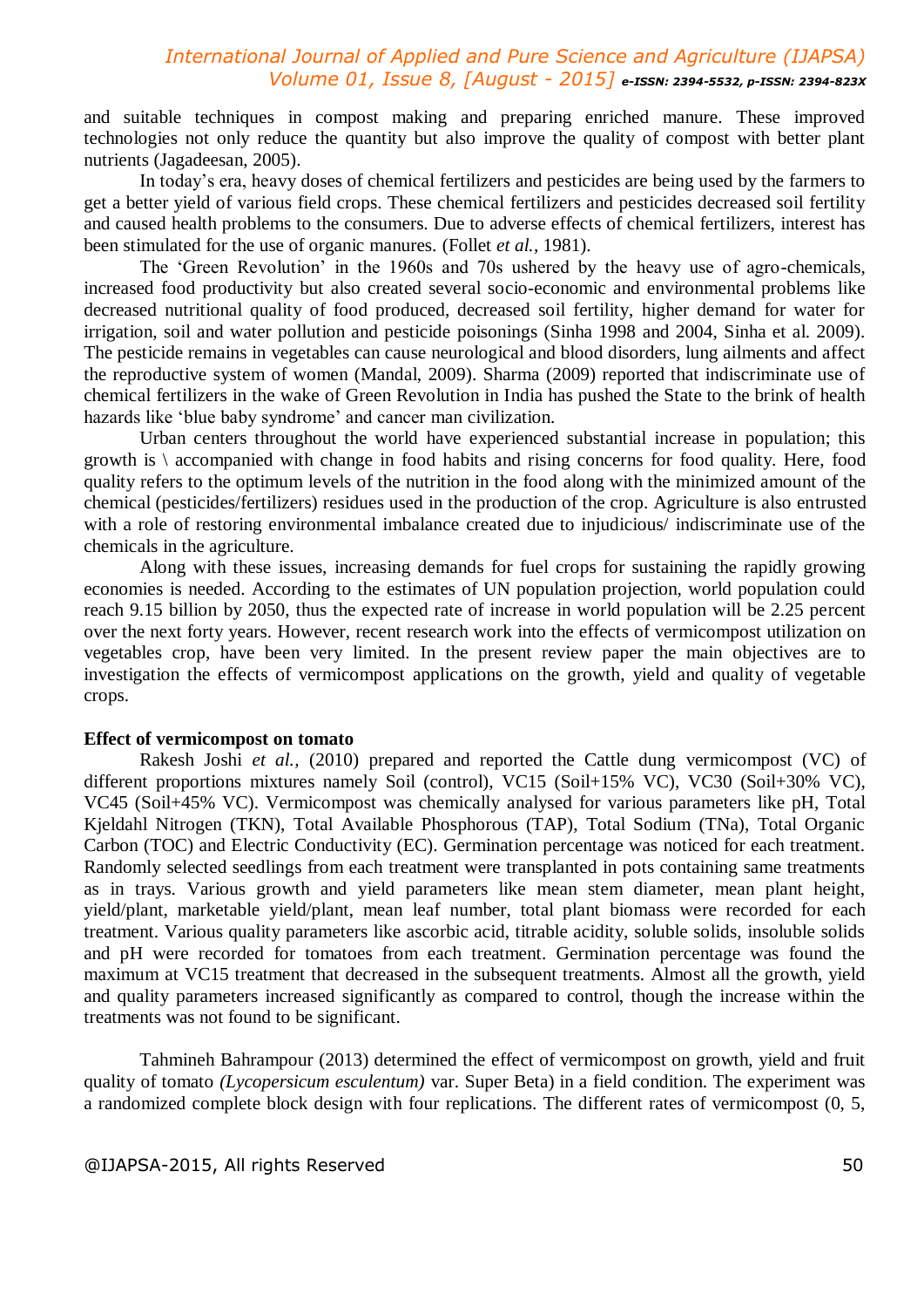and suitable techniques in compost making and preparing enriched manure. These improved technologies not only reduce the quantity but also improve the quality of compost with better plant nutrients (Jagadeesan, 2005).

In today's era, heavy doses of chemical fertilizers and pesticides are being used by the farmers to get a better yield of various field crops. These chemical fertilizers and pesticides decreased soil fertility and caused health problems to the consumers. Due to adverse effects of chemical fertilizers, interest has been stimulated for the use of organic manures. (Follet *et al.*, 1981).

The 'Green Revolution' in the 1960s and 70s ushered by the heavy use of agro-chemicals, increased food productivity but also created several socio-economic and environmental problems like decreased nutritional quality of food produced, decreased soil fertility, higher demand for water for irrigation, soil and water pollution and pesticide poisonings (Sinha 1998 and 2004, Sinha et al. 2009). The pesticide remains in vegetables can cause neurological and blood disorders, lung ailments and affect the reproductive system of women (Mandal, 2009). Sharma (2009) reported that indiscriminate use of chemical fertilizers in the wake of Green Revolution in India has pushed the State to the brink of health hazards like 'blue baby syndrome' and cancer man civilization.

Urban centers throughout the world have experienced substantial increase in population; this growth is \ accompanied with change in food habits and rising concerns for food quality. Here, food quality refers to the optimum levels of the nutrition in the food along with the minimized amount of the chemical (pesticides/fertilizers) residues used in the production of the crop. Agriculture is also entrusted with a role of restoring environmental imbalance created due to injudicious/ indiscriminate use of the chemicals in the agriculture.

Along with these issues, increasing demands for fuel crops for sustaining the rapidly growing economies is needed. According to the estimates of UN population projection, world population could reach 9.15 billion by 2050, thus the expected rate of increase in world population will be 2.25 percent over the next forty years. However, recent research work into the effects of vermicompost utilization on vegetables crop, have been very limited. In the present review paper the main objectives are to investigation the effects of vermicompost applications on the growth, yield and quality of vegetable crops.

**Effect of vermicompost on tomato**

Rakesh Joshi *et al.,* (2010) prepared and reported the Cattle dung vermicompost (VC) of different proportions mixtures namely Soil (control), VC15 (Soil+15% VC), VC30 (Soil+30% VC), VC45 (Soil+45% VC). Vermicompost was chemically analysed for various parameters like pH, Total Kjeldahl Nitrogen (TKN), Total Available Phosphorous (TAP), Total Sodium (TNa), Total Organic Carbon (TOC) and Electric Conductivity (EC). Germination percentage was noticed for each treatment. Randomly selected seedlings from each treatment were transplanted in pots containing same treatments as in trays. Various growth and yield parameters like mean stem diameter, mean plant height, yield/plant, marketable yield/plant, mean leaf number, total plant biomass were recorded for each treatment. Various quality parameters like ascorbic acid, titrable acidity, soluble solids, insoluble solids and pH were recorded for tomatoes from each treatment. Germination percentage was found the maximum at VC15 treatment that decreased in the subsequent treatments. Almost all the growth, yield and quality parameters increased significantly as compared to control, though the increase within the treatments was not found to be significant.

Tahmineh Bahrampour (2013) determined the effect of vermicompost on growth, yield and fruit quality of tomato *(Lycopersicum esculentum)* var. Super Beta) in a field condition. The experiment was a randomized complete block design with four replications. The different rates of vermicompost (0, 5,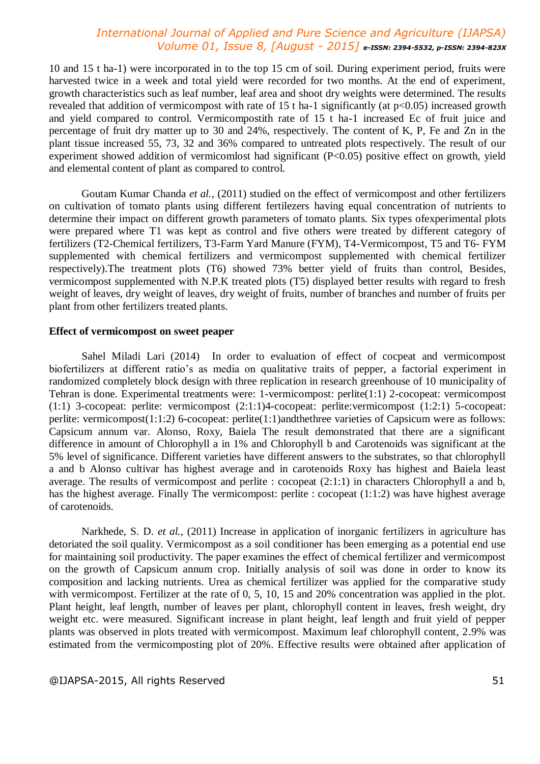10 and 15 t ha-1) were incorporated in to the top 15 cm of soil. During experiment period, fruits were harvested twice in a week and total yield were recorded for two months. At the end of experiment, growth characteristics such as leaf number, leaf area and shoot dry weights were determined. The results revealed that addition of vermicompost with rate of 15 t ha-1 significantly (at $p<0.05$) increased growth and yield compared to control. Vermicompostith rate of 15 t ha-1 increased Ec of fruit juice and percentage of fruit dry matter up to 30 and 24%, respectively. The content of K, P, Fe and Zn in the plant tissue increased 55, 73, 32 and 36% compared to untreated plots respectively. The result of our experiment showed addition of vermicomlost had significant ($P<0.05$) positive effect on growth, yield and elemental content of plant as compared to control.

Goutam Kumar Chanda *et al.*, (2011) studied on the effect of vermicompost and other fertilizers on cultivation of tomato plants using different fertilezers having equal concentration of nutrients to determine their impact on different growth parameters of tomato plants. Six types ofexperimental plots were prepared where T1 was kept as control and five others were treated by different category of fertilizers (T2-Chemical fertilizers, T3-Farm Yard Manure (FYM), T4-Vermicompost, T5 and T6- FYM supplemented with chemical fertilizers and vermicompost supplemented with chemical fertilizer respectively).The treatment plots (T6) showed 73% better yield of fruits than control, Besides, vermicompost supplemented with N.P.K treated plots (T5) displayed better results with regard to fresh weight of leaves, dry weight of leaves, dry weight of fruits, number of branches and number of fruits per plant from other fertilizers treated plants.

**Effect of vermicompost on sweet peaper**

Sahel Miladi Lari (2014) In order to evaluation of effect of cocpeat and vermicompost biofertilizers at different ratio's as media on qualitative traits of pepper, a factorial experiment in randomized completely block design with three replication in research greenhouse of 10 municipality of Tehran is done. Experimental treatments were: 1-vermicompost: perlite(1:1) 2-cocopeat: vermicompost (1:1) 3-cocopeat: perlite: vermicompost (2:1:1)4-cocopeat: perlite:vermicompost (1:2:1) 5-cocopeat: perlite: vermicompost(1:1:2) 6-cocopeat: perlite(1:1)andthethree varieties of Capsicum were as follows: Capsicum annum var. Alonso, Roxy, Baiela The result demonstrated that there are a significant difference in amount of Chlorophyll a in 1% and Chlorophyll b and Carotenoids was significant at the 5% level of significance. Different varieties have different answers to the substrates, so that chlorophyll a and b Alonso cultivar has highest average and in carotenoids Roxy has highest and Baiela least average. The results of vermicompost and perlite : cocopeat (2:1:1) in characters Chlorophyll a and b, has the highest average. Finally The vermicompost: perlite : cocopeat (1:1:2) was have highest average of carotenoids.

Narkhede, S. D. *et al.*, (2011) Increase in application of inorganic fertilizers in agriculture has detoriated the soil quality. Vermicompost as a soil conditioner has been emerging as a potential end use for maintaining soil productivity. The paper examines the effect of chemical fertilizer and vermicompost on the growth of Capsicum annum crop. Initially analysis of soil was done in order to know its composition and lacking nutrients. Urea as chemical fertilizer was applied for the comparative study with vermicompost. Fertilizer at the rate of 0, 5, 10, 15 and 20% concentration was applied in the plot. Plant height, leaf length, number of leaves per plant, chlorophyll content in leaves, fresh weight, dry weight etc. were measured. Significant increase in plant height, leaf length and fruit yield of pepper plants was observed in plots treated with vermicompost. Maximum leaf chlorophyll content, 2.9% was estimated from the vermicomposting plot of 20%. Effective results were obtained after application of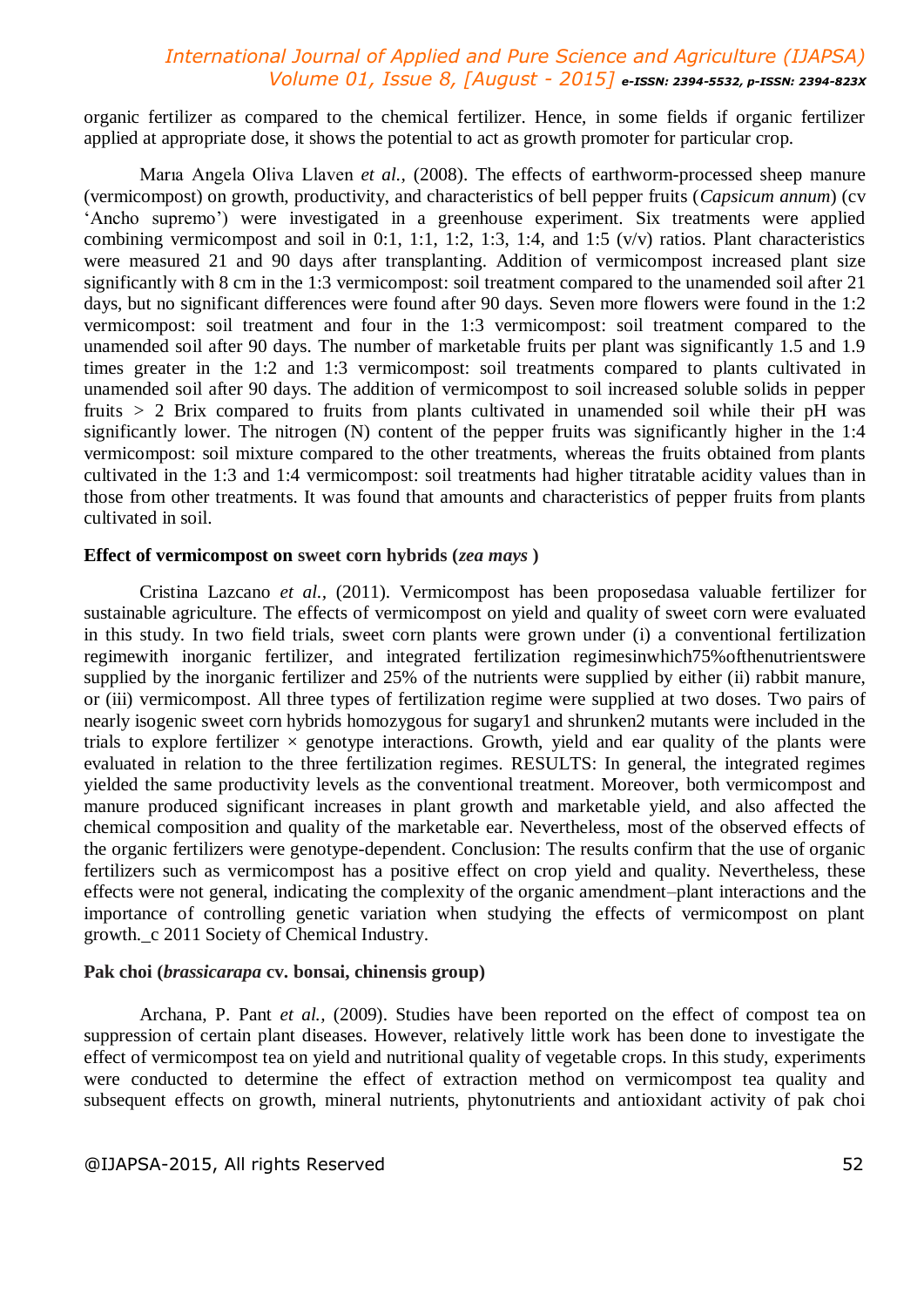organic fertilizer as compared to the chemical fertilizer. Hence, in some fields if organic fertilizer applied at appropriate dose, it shows the potential to act as growth promoter for particular crop.

Marıa Angela Oliva Llaven *et al.,* (2008). The effects of earthworm-processed sheep manure (vermicompost) on growth, productivity, and characteristics of bell pepper fruits (*Capsicum annum*) (cv 'Ancho supremo') were investigated in a greenhouse experiment. Six treatments were applied combining vermicompost and soil in 0:1, 1:1, 1:2, 1:3, 1:4, and 1:5 (v/v) ratios. Plant characteristics were measured 21 and 90 days after transplanting. Addition of vermicompost increased plant size significantly with 8 cm in the 1:3 vermicompost: soil treatment compared to the unamended soil after 21 days, but no significant differences were found after 90 days. Seven more flowers were found in the 1:2 vermicompost: soil treatment and four in the 1:3 vermicompost: soil treatment compared to the unamended soil after 90 days. The number of marketable fruits per plant was significantly 1.5 and 1.9 times greater in the 1:2 and 1:3 vermicompost: soil treatments compared to plants cultivated in unamended soil after 90 days. The addition of vermicompost to soil increased soluble solids in pepper fruits > 2 Brix compared to fruits from plants cultivated in unamended soil while their pH was significantly lower. The nitrogen (N) content of the pepper fruits was significantly higher in the 1:4 vermicompost: soil mixture compared to the other treatments, whereas the fruits obtained from plants cultivated in the 1:3 and 1:4 vermicompost: soil treatments had higher titratable acidity values than in those from other treatments. It was found that amounts and characteristics of pepper fruits from plants cultivated in soil.

**Effect of vermicompost on sweet corn hybrids (*zea mays* )**

Cristina Lazcano *et al.,* (2011). Vermicompost has been proposedasa valuable fertilizer for sustainable agriculture. The effects of vermicompost on yield and quality of sweet corn were evaluated in this study. In two field trials, sweet corn plants were grown under (i) a conventional fertilization regimewith inorganic fertilizer, and integrated fertilization regimesinwhich75%ofthenutrientswere supplied by the inorganic fertilizer and 25% of the nutrients were supplied by either (ii) rabbit manure, or (iii) vermicompost. All three types of fertilization regime were supplied at two doses. Two pairs of nearly isogenic sweet corn hybrids homozygous for sugary1 and shrunken2 mutants were included in the trials to explore fertilizer × genotype interactions. Growth, yield and ear quality of the plants were evaluated in relation to the three fertilization regimes. RESULTS: In general, the integrated regimes yielded the same productivity levels as the conventional treatment. Moreover, both vermicompost and manure produced significant increases in plant growth and marketable yield, and also affected the chemical composition and quality of the marketable ear. Nevertheless, most of the observed effects of the organic fertilizers were genotype-dependent. Conclusion: The results confirm that the use of organic fertilizers such as vermicompost has a positive effect on crop yield and quality. Nevertheless, these effects were not general, indicating the complexity of the organic amendment–plant interactions and the importance of controlling genetic variation when studying the effects of vermicompost on plant growth._c 2011 Society of Chemical Industry.

**Pak choi (*brassicarapa* cv. bonsai, chinensis group)**

Archana, P. Pant *et al.,* (2009). Studies have been reported on the effect of compost tea on suppression of certain plant diseases. However, relatively little work has been done to investigate the effect of vermicompost tea on yield and nutritional quality of vegetable crops. In this study, experiments were conducted to determine the effect of extraction method on vermicompost tea quality and subsequent effects on growth, mineral nutrients, phytonutrients and antioxidant activity of pak choi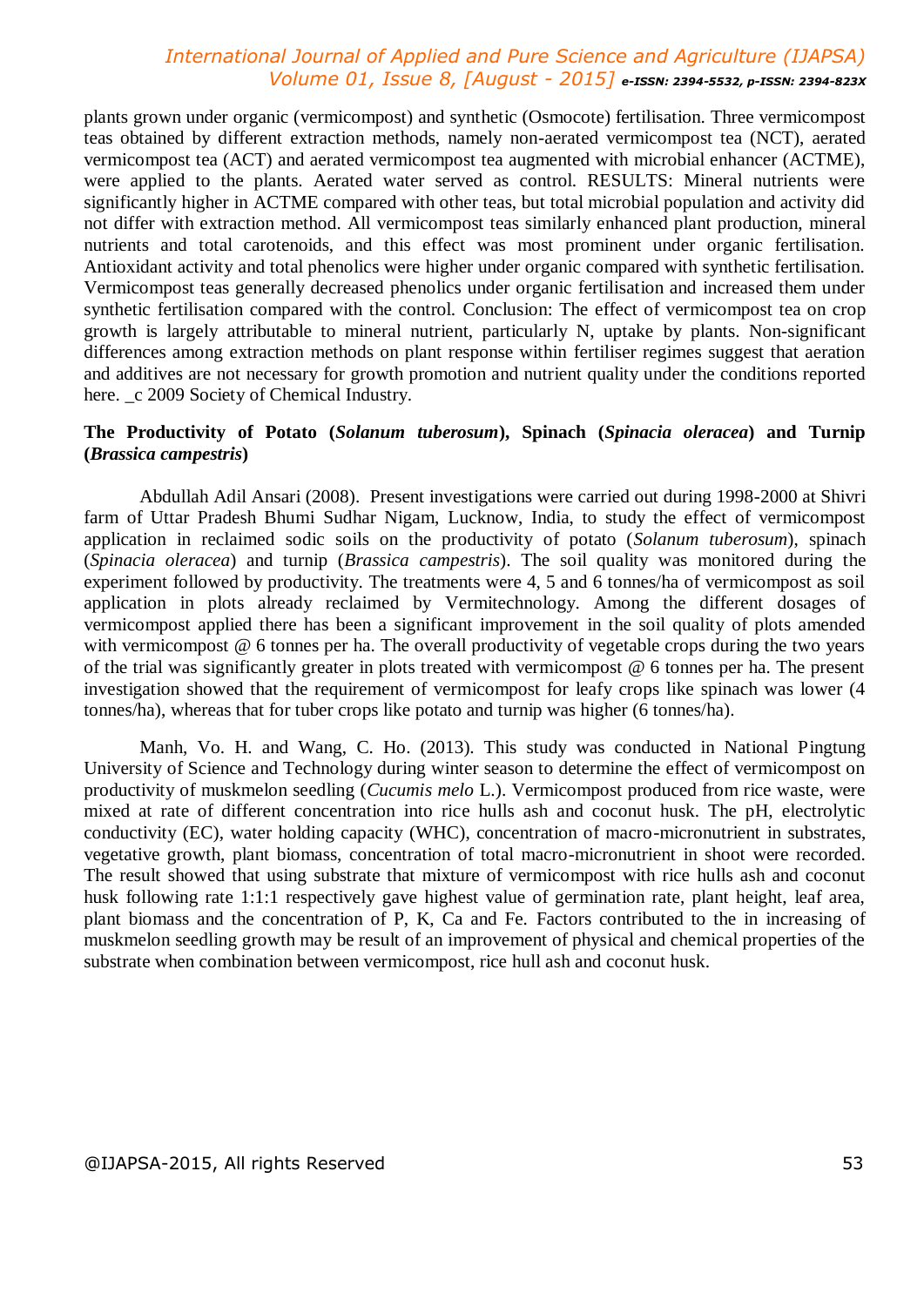plants grown under organic (vermicompost) and synthetic (Osmocote) fertilisation. Three vermicompost teas obtained by different extraction methods, namely non-aerated vermicompost tea (NCT), aerated vermicompost tea (ACT) and aerated vermicompost tea augmented with microbial enhancer (ACTME), were applied to the plants. Aerated water served as control. RESULTS: Mineral nutrients were significantly higher in ACTME compared with other teas, but total microbial population and activity did not differ with extraction method. All vermicompost teas similarly enhanced plant production, mineral nutrients and total carotenoids, and this effect was most prominent under organic fertilisation. Antioxidant activity and total phenolics were higher under organic compared with synthetic fertilisation. Vermicompost teas generally decreased phenolics under organic fertilisation and increased them under synthetic fertilisation compared with the control. Conclusion: The effect of vermicompost tea on crop growth is largely attributable to mineral nutrient, particularly N, uptake by plants. Non-significant differences among extraction methods on plant response within fertiliser regimes suggest that aeration and additives are not necessary for growth promotion and nutrient quality under the conditions reported here. _c 2009 Society of Chemical Industry.

**The Productivity of Potato (*Solanum tuberosum*), Spinach (*Spinacia oleracea*) and Turnip (*Brassica campestris*)**

Abdullah Adil Ansari (2008). Present investigations were carried out during 1998-2000 at Shivri farm of Uttar Pradesh Bhumi Sudhar Nigam, Lucknow, India, to study the effect of vermicompost application in reclaimed sodic soils on the productivity of potato (*Solanum tuberosum*), spinach (*Spinacia oleracea*) and turnip (*Brassica campestris*). The soil quality was monitored during the experiment followed by productivity. The treatments were 4, 5 and 6 tonnes/ha of vermicompost as soil application in plots already reclaimed by Vermitechnology. Among the different dosages of vermicompost applied there has been a significant improvement in the soil quality of plots amended with vermicompost @ 6 tonnes per ha. The overall productivity of vegetable crops during the two years of the trial was significantly greater in plots treated with vermicompost @ 6 tonnes per ha. The present investigation showed that the requirement of vermicompost for leafy crops like spinach was lower (4 tonnes/ha), whereas that for tuber crops like potato and turnip was higher (6 tonnes/ha).

Manh, Vo. H. and Wang, C. Ho. (2013). This study was conducted in National Pingtung University of Science and Technology during winter season to determine the effect of vermicompost on productivity of muskmelon seedling (*Cucumis melo* L.). Vermicompost produced from rice waste, were mixed at rate of different concentration into rice hulls ash and coconut husk. The pH, electrolytic conductivity (EC), water holding capacity (WHC), concentration of macro-micronutrient in substrates, vegetative growth, plant biomass, concentration of total macro-micronutrient in shoot were recorded. The result showed that using substrate that mixture of vermicompost with rice hulls ash and coconut husk following rate 1:1:1 respectively gave highest value of germination rate, plant height, leaf area, plant biomass and the concentration of P, K, Ca and Fe. Factors contributed to the in increasing of muskmelon seedling growth may be result of an improvement of physical and chemical properties of the substrate when combination between vermicompost, rice hull ash and coconut husk.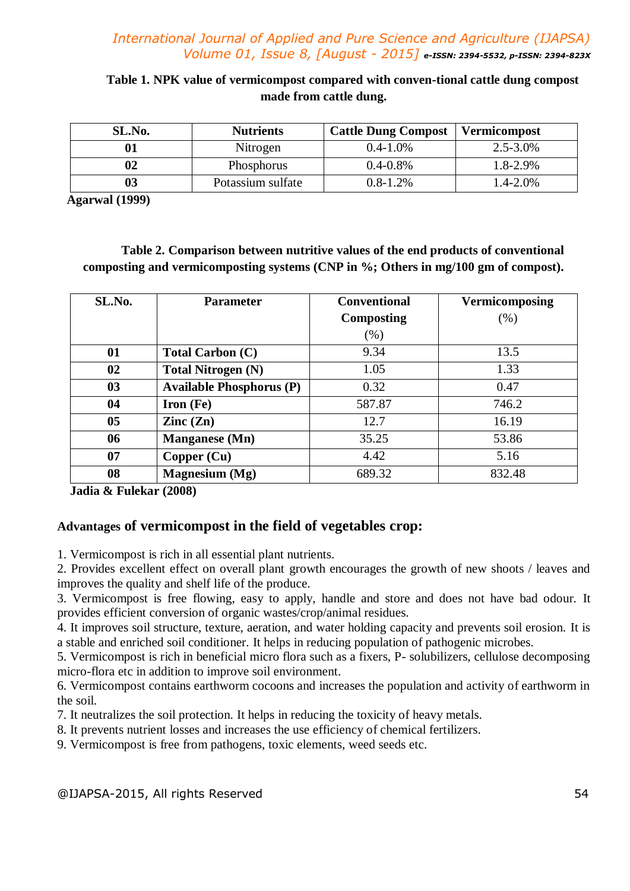**Table 1. NPK value of vermicompost compared with conven-tional cattle dung compost made from cattle dung.**

| SL.No. | Nutrients | Cattle Dung Compost | Vermicompost |
|---|---|---|---|
| 01 | Nitrogen | 0.4-1.0% | 2.5-3.0% |
| 02 | Phosphorus | 0.4-0.8% | 1.8-2.9% |
| 03 | Potassium sulfate | 0.8-1.2% | 1.4-2.0% |

**Agarwal (1999)**

**Table 2. Comparison between nutritive values of the end products of conventional composting and vermicomposting systems (CNP in %; Others in mg/100 gm of compost).**

| SL.No. | Parameter | Conventional Composting (%) | Vermicomposing (%) |
|---|---|---|---|
| 01 | **Total Carbon (C)** | 9.34 | 13.5 |
| 02 | **Total Nitrogen (N)** | 1.05 | 1.33 |
| 03 | **Available Phosphorus (P)** | 0.32 | 0.47 |
| 04 | **Iron (Fe)** | 587.87 | 746.2 |
| 05 | **Zinc (Zn)** | 12.7 | 16.19 |
| 06 | **Manganese (Mn)** | 35.25 | 53.86 |
| 07 | **Copper (Cu)** | 4.42 | 5.16 |
| 08 | **Magnesium (Mg)** | 689.32 | 832.48 |

**Jadia & Fulekar (2008)**

## Advantages of vermicompost in the field of vegetables crop:

1. Vermicompost is rich in all essential plant nutrients.
2. Provides excellent effect on overall plant growth encourages the growth of new shoots / leaves and improves the quality and shelf life of the produce.
3. Vermicompost is free flowing, easy to apply, handle and store and does not have bad odour. It provides efficient conversion of organic wastes/crop/animal residues.
4. It improves soil structure, texture, aeration, and water holding capacity and prevents soil erosion. It is a stable and enriched soil conditioner. It helps in reducing population of pathogenic microbes.
5. Vermicompost is rich in beneficial micro flora such as a fixers, P- solubilizers, cellulose decomposing micro-flora etc in addition to improve soil environment.
6. Vermicompost contains earthworm cocoons and increases the population and activity of earthworm in the soil.
7. It neutralizes the soil protection. It helps in reducing the toxicity of heavy metals.
8. It prevents nutrient losses and increases the use efficiency of chemical fertilizers.
9. Vermicompost is free from pathogens, toxic elements, weed seeds etc.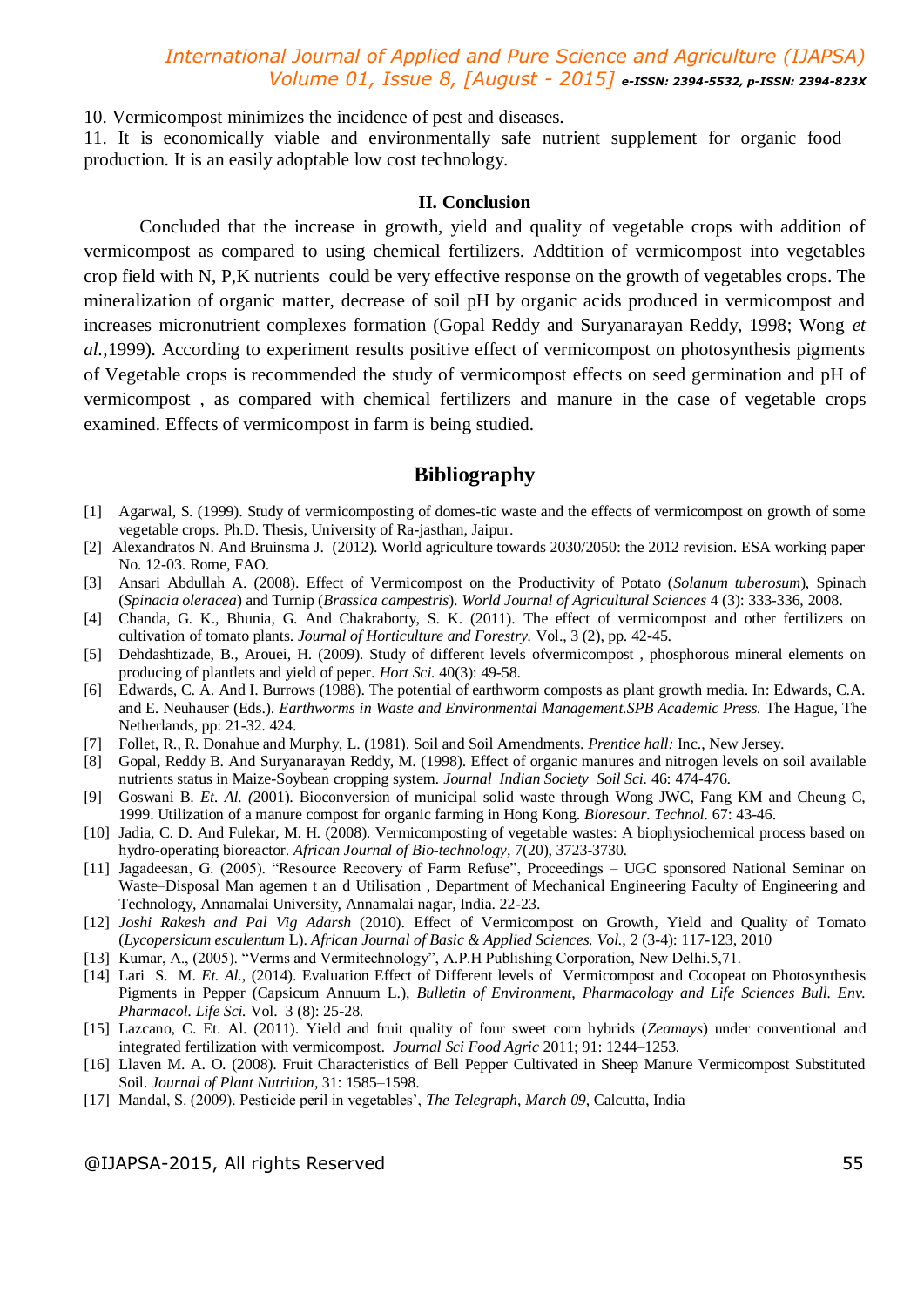10. Vermicompost minimizes the incidence of pest and diseases.

11. It is economically viable and environmentally safe nutrient supplement for organic food production. It is an easily adoptable low cost technology.

## II. Conclusion

Concluded that the increase in growth, yield and quality of vegetable crops with addition of vermicompost as compared to using chemical fertilizers. Addtition of vermicompost into vegetables crop field with N, P,K nutrients could be very effective response on the growth of vegetables crops. The mineralization of organic matter, decrease of soil pH by organic acids produced in vermicompost and increases micronutrient complexes formation (Gopal Reddy and Suryanarayan Reddy, 1998; Wong *et al.,*1999). According to experiment results positive effect of vermicompost on photosynthesis pigments of Vegetable crops is recommended the study of vermicompost effects on seed germination and pH of vermicompost , as compared with chemical fertilizers and manure in the case of vegetable crops examined. Effects of vermicompost in farm is being studied.

## Bibliography

[1] Agarwal, S. (1999). Study of vermicomposting of domes-tic waste and the effects of vermicompost on growth of some vegetable crops. Ph.D. Thesis, University of Ra-jasthan, Jaipur.

[2] Alexandratos N. And Bruinsma J. (2012). World agriculture towards 2030/2050: the 2012 revision. ESA working paper No. 12-03. Rome, FAO.

[3] Ansari Abdullah A. (2008). Effect of Vermicompost on the Productivity of Potato (*Solanum tuberosum*), Spinach (*Spinacia oleracea*) and Turnip (*Brassica campestris*). *World Journal of Agricultural Sciences* 4 (3): 333-336, 2008.

[4] Chanda, G. K., Bhunia, G. And Chakraborty, S. K. (2011). The effect of vermicompost and other fertilizers on cultivation of tomato plants. *Journal of Horticulture and Forestry.* Vol., 3 (2), pp. 42-45.

[5] Dehdashtizade, B., Arouei, H. (2009). Study of different levels ofvermicompost , phosphorous mineral elements on producing of plantlets and yield of peper. *Hort Sci.* 40(3): 49-58.

[6] Edwards, C. A. And I. Burrows (1988). The potential of earthworm composts as plant growth media. In: Edwards, C.A. and E. Neuhauser (Eds.). *Earthworms in Waste and Environmental Management.SPB Academic Press.* The Hague, The Netherlands, pp: 21-32. 424.

[7] Follet, R., R. Donahue and Murphy, L. (1981). Soil and Soil Amendments. *Prentice hall:* Inc., New Jersey.

[8] Gopal, Reddy B. And Suryanarayan Reddy, M. (1998). Effect of organic manures and nitrogen levels on soil available nutrients status in Maize-Soybean cropping system. *Journal Indian Society Soil Sci.* 46: 474-476.

[9] Goswani B. *Et. Al. (*2001). Bioconversion of municipal solid waste through Wong JWC, Fang KM and Cheung C, 1999. Utilization of a manure compost for organic farming in Hong Kong. *Bioresour. Technol.* 67: 43-46.

[10] Jadia, C. D. And Fulekar, M. H. (2008). Vermicomposting of vegetable wastes: A biophysiochemical process based on hydro-operating bioreactor. *African Journal of Bio-technology*, 7(20), 3723-3730.

[11] Jagadeesan, G. (2005). "Resource Recovery of Farm Refuse", Proceedings – UGC sponsored National Seminar on Waste–Disposal Man agemen t an d Utilisation , Department of Mechanical Engineering Faculty of Engineering and Technology, Annamalai University, Annamalai nagar, India. 22-23.

[12] *Joshi Rakesh and Pal Vig Adarsh* (2010). Effect of Vermicompost on Growth, Yield and Quality of Tomato (*Lycopersicum esculentum* L). *African Journal of Basic & Applied Sciences. Vol.,* 2 (3-4): 117-123, 2010

[13] Kumar, A., (2005). "Verms and Vermitechnology", A.P.H Publishing Corporation, New Delhi.5,71.

[14] Lari S. M. *Et. Al.,* (2014). Evaluation Effect of Different levels of Vermicompost and Cocopeat on Photosynthesis Pigments in Pepper (Capsicum Annuum L.), *Bulletin of Environment, Pharmacology and Life Sciences Bull. Env. Pharmacol. Life Sci.* Vol. 3 (8): 25-28.

[15] Lazcano, C. Et. Al. (2011). Yield and fruit quality of four sweet corn hybrids (*Zeamays*) under conventional and integrated fertilization with vermicompost. *Journal Sci Food Agric* 2011; 91: 1244–1253.

[16] Llaven M. A. O. (2008). Fruit Characteristics of Bell Pepper Cultivated in Sheep Manure Vermicompost Substituted Soil. *Journal of Plant Nutrition*, 31: 1585–1598.

[17] Mandal, S. (2009). Pesticide peril in vegetables', *The Telegraph, March 09*, Calcutta, India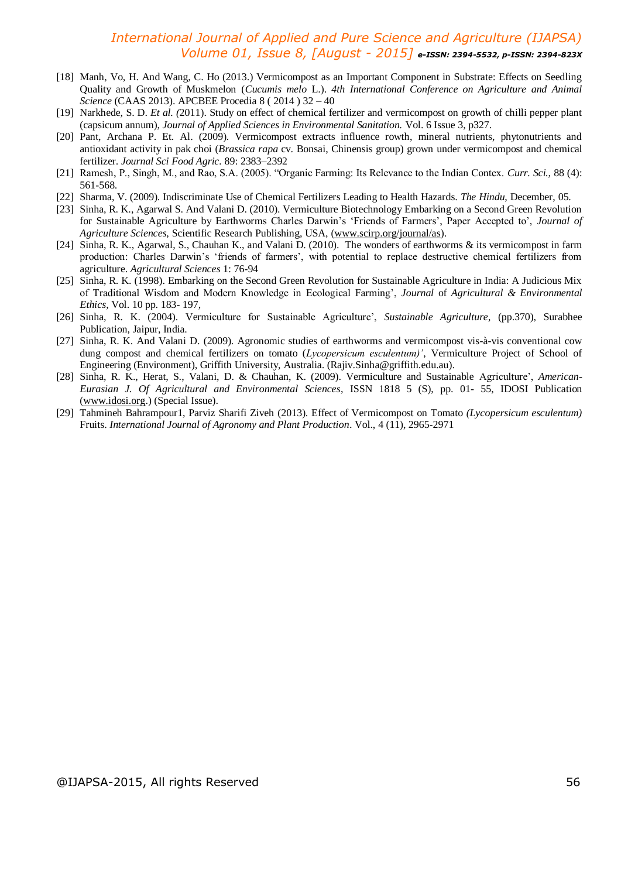[18] Manh, Vo, H. And Wang, C. Ho (2013.) Vermicompost as an Important Component in Substrate: Effects on Seedling Quality and Growth of Muskmelon (*Cucumis melo* L.). *4th International Conference on Agriculture and Animal Science* (CAAS 2013). APCBEE Procedia 8 ( 2014 ) 32 – 40

[19] Narkhede, S. D. *Et al. (*2011). Study on effect of chemical fertilizer and vermicompost on growth of chilli pepper plant (capsicum annum), *Journal of Applied Sciences in Environmental Sanitation.* Vol. 6 Issue 3, p327.

[20] Pant, Archana P. Et. Al. (2009). Vermicompost extracts influence rowth, mineral nutrients, phytonutrients and antioxidant activity in pak choi (*Brassica rapa* cv. Bonsai, Chinensis group) grown under vermicompost and chemical fertilizer. *Journal Sci Food Agric.* 89: 2383–2392

[21] Ramesh, P., Singh, M., and Rao, S.A. (2005). "Organic Farming: Its Relevance to the Indian Contex. *Curr. Sci.,* 88 (4): 561-568.

[22] Sharma, V. (2009). Indiscriminate Use of Chemical Fertilizers Leading to Health Hazards. *The Hindu*, December, 05.

[23] Sinha, R. K., Agarwal S. And Valani D. (2010). Vermiculture Biotechnology Embarking on a Second Green Revolution for Sustainable Agriculture by Earthworms Charles Darwin's 'Friends of Farmers', Paper Accepted to', *Journal of Agriculture Sciences*, Scientific Research Publishing, USA, (www.scirp.org/journal/as).

[24] Sinha, R. K., Agarwal, S., Chauhan K., and Valani D. (2010). The wonders of earthworms & its vermicompost in farm production: Charles Darwin's 'friends of farmers', with potential to replace destructive chemical fertilizers from agriculture. *Agricultural Sciences* 1: 76-94

[25] Sinha, R. K. (1998). Embarking on the Second Green Revolution for Sustainable Agriculture in India: A Judicious Mix of Traditional Wisdom and Modern Knowledge in Ecological Farming', *Journal* of *Agricultural & Environmental Ethics,* Vol. 10 pp. 183- 197,

[26] Sinha, R. K. (2004). Vermiculture for Sustainable Agriculture', *Sustainable Agriculture*, (pp.370), Surabhee Publication, Jaipur, India.

[27] Sinha, R. K. And Valani D. (2009). Agronomic studies of earthworms and vermicompost vis-à-vis conventional cow dung compost and chemical fertilizers on tomato (*Lycopersicum esculentum)'*, Vermiculture Project of School of Engineering (Environment), Griffith University, Australia. (Rajiv.Sinha@griffith.edu.au).

[28] Sinha, R. K., Herat, S., Valani, D. & Chauhan, K. (2009). Vermiculture and Sustainable Agriculture', *American-Eurasian J. Of Agricultural and Environmental Sciences*, ISSN 1818 5 (S), pp. 01- 55, IDOSI Publication (www.idosi.org.) (Special Issue).

[29] Tahmineh Bahrampour1, Parviz Sharifi Ziveh (2013). Effect of Vermicompost on Tomato *(Lycopersicum esculentum)* Fruits. *International Journal of Agronomy and Plant Production*. Vol., 4 (11), 2965-2971